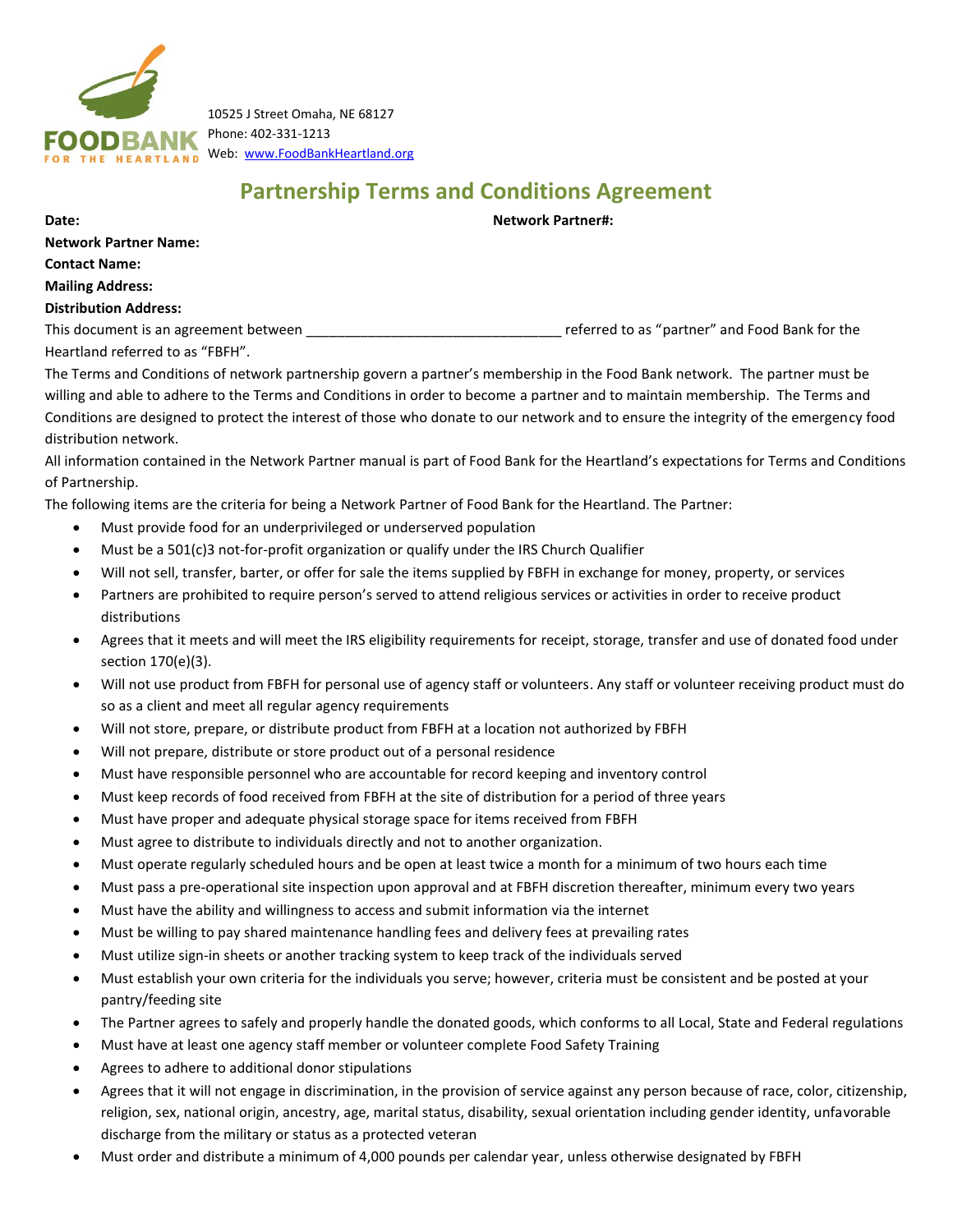FOODBANK FOR THE HEARTLAND

10525 J Street Omaha, NE 68127
Phone: 402-331-1213
Web: www.FoodBankHeartland.org

# Partnership Terms and Conditions Agreement

**Date:** **Network Partner#:**

**Network Partner Name:**

**Contact Name:**

**Mailing Address:**

**Distribution Address:**

This document is an agreement between ________________________________ referred to as "partner" and Food Bank for the Heartland referred to as "FBFH".

The Terms and Conditions of network partnership govern a partner's membership in the Food Bank network. The partner must be willing and able to adhere to the Terms and Conditions in order to become a partner and to maintain membership. The Terms and Conditions are designed to protect the interest of those who donate to our network and to ensure the integrity of the emergency food distribution network.

All information contained in the Network Partner manual is part of Food Bank for the Heartland's expectations for Terms and Conditions of Partnership.

The following items are the criteria for being a Network Partner of Food Bank for the Heartland. The Partner:

- Must provide food for an underprivileged or underserved population
- Must be a 501(c)3 not-for-profit organization or qualify under the IRS Church Qualifier
- Will not sell, transfer, barter, or offer for sale the items supplied by FBFH in exchange for money, property, or services
- Partners are prohibited to require person's served to attend religious services or activities in order to receive product distributions
- Agrees that it meets and will meet the IRS eligibility requirements for receipt, storage, transfer and use of donated food under section 170(e)(3).
- Will not use product from FBFH for personal use of agency staff or volunteers. Any staff or volunteer receiving product must do so as a client and meet all regular agency requirements
- Will not store, prepare, or distribute product from FBFH at a location not authorized by FBFH
- Will not prepare, distribute or store product out of a personal residence
- Must have responsible personnel who are accountable for record keeping and inventory control
- Must keep records of food received from FBFH at the site of distribution for a period of three years
- Must have proper and adequate physical storage space for items received from FBFH
- Must agree to distribute to individuals directly and not to another organization.
- Must operate regularly scheduled hours and be open at least twice a month for a minimum of two hours each time
- Must pass a pre-operational site inspection upon approval and at FBFH discretion thereafter, minimum every two years
- Must have the ability and willingness to access and submit information via the internet
- Must be willing to pay shared maintenance handling fees and delivery fees at prevailing rates
- Must utilize sign-in sheets or another tracking system to keep track of the individuals served
- Must establish your own criteria for the individuals you serve; however, criteria must be consistent and be posted at your pantry/feeding site
- The Partner agrees to safely and properly handle the donated goods, which conforms to all Local, State and Federal regulations
- Must have at least one agency staff member or volunteer complete Food Safety Training
- Agrees to adhere to additional donor stipulations
- Agrees that it will not engage in discrimination, in the provision of service against any person because of race, color, citizenship, religion, sex, national origin, ancestry, age, marital status, disability, sexual orientation including gender identity, unfavorable discharge from the military or status as a protected veteran
- Must order and distribute a minimum of 4,000 pounds per calendar year, unless otherwise designated by FBFH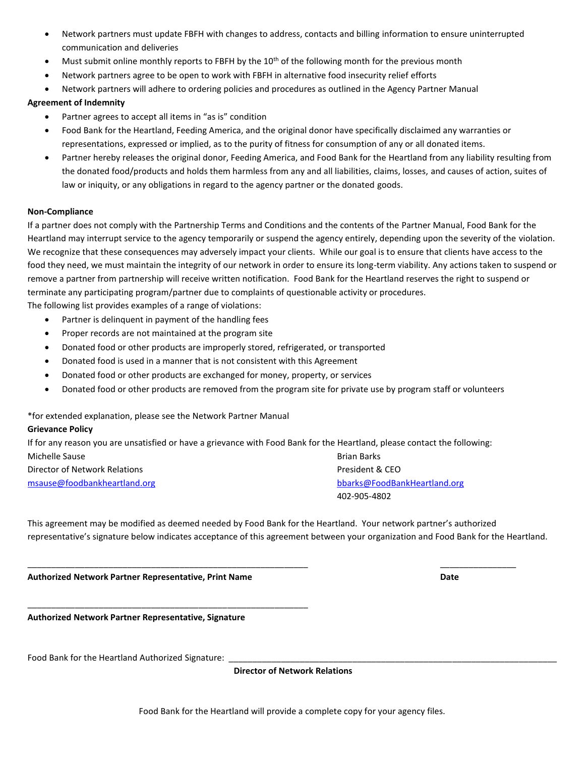- Network partners must update FBFH with changes to address, contacts and billing information to ensure uninterrupted communication and deliveries
- Must submit online monthly reports to FBFH by the 10th of the following month for the previous month
- Network partners agree to be open to work with FBFH in alternative food insecurity relief efforts
- Network partners will adhere to ordering policies and procedures as outlined in the Agency Partner Manual

**Agreement of Indemnity**

- Partner agrees to accept all items in "as is" condition
- Food Bank for the Heartland, Feeding America, and the original donor have specifically disclaimed any warranties or representations, expressed or implied, as to the purity of fitness for consumption of any or all donated items.
- Partner hereby releases the original donor, Feeding America, and Food Bank for the Heartland from any liability resulting from the donated food/products and holds them harmless from any and all liabilities, claims, losses, and causes of action, suites of law or iniquity, or any obligations in regard to the agency partner or the donated goods.

**Non-Compliance**

If a partner does not comply with the Partnership Terms and Conditions and the contents of the Partner Manual, Food Bank for the Heartland may interrupt service to the agency temporarily or suspend the agency entirely, depending upon the severity of the violation. We recognize that these consequences may adversely impact your clients. While our goal is to ensure that clients have access to the food they need, we must maintain the integrity of our network in order to ensure its long-term viability. Any actions taken to suspend or remove a partner from partnership will receive written notification. Food Bank for the Heartland reserves the right to suspend or terminate any participating program/partner due to complaints of questionable activity or procedures.

The following list provides examples of a range of violations:

- Partner is delinquent in payment of the handling fees
- Proper records are not maintained at the program site
- Donated food or other products are improperly stored, refrigerated, or transported
- Donated food is used in a manner that is not consistent with this Agreement
- Donated food or other products are exchanged for money, property, or services
- Donated food or other products are removed from the program site for private use by program staff or volunteers

*for extended explanation, please see the Network Partner Manual

**Grievance Policy**

If for any reason you are unsatisfied or have a grievance with Food Bank for the Heartland, please contact the following:

Michelle Sause
Director of Network Relations
msause@foodbankheartland.org

Brian Barks
President & CEO
bbarks@FoodBankHeartland.org
402-905-4802

This agreement may be modified as deemed needed by Food Bank for the Heartland. Your network partner's authorized representative's signature below indicates acceptance of this agreement between your organization and Food Bank for the Heartland.

_____________________________________________ &nbsp;&nbsp;&nbsp;&nbsp; ______________

**Authorized Network Partner Representative, Print Name** &nbsp;&nbsp;&nbsp;&nbsp; **Date**

_____________________________________________

**Authorized Network Partner Representative, Signature**

Food Bank for the Heartland Authorized Signature: _____________________________________________

**Director of Network Relations**

Food Bank for the Heartland will provide a complete copy for your agency files.